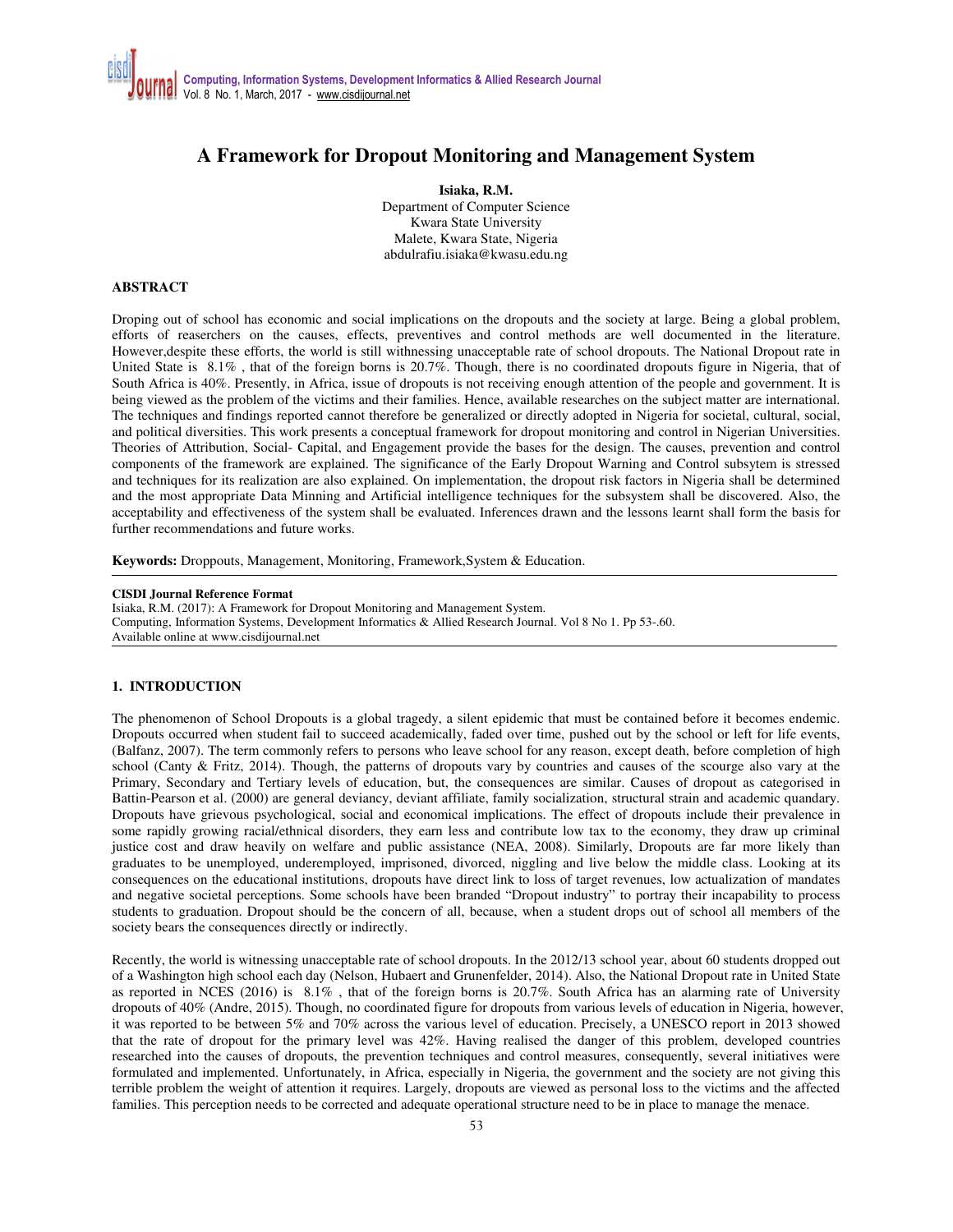# A Framework for Dropout Monitoring and Management System

**Isiaka, R.M.**
Department of Computer Science
Kwara State University
Malete, Kwara State, Nigeria
abdulrafiu.isiaka@kwasu.edu.ng

## ABSTRACT

Droping out of school has economic and social implications on the dropouts and the society at large. Being a global problem, efforts of reaserchers on the causes, effects, preventives and control methods are well documented in the literature. However,despite these efforts, the world is still withnessing unacceptable rate of school dropouts. The National Dropout rate in United State is 8.1% , that of the foreign borns is 20.7%. Though, there is no coordinated dropouts figure in Nigeria, that of South Africa is 40%. Presently, in Africa, issue of dropouts is not receiving enough attention of the people and government. It is being viewed as the problem of the victims and their families. Hence, available researches on the subject matter are international. The techniques and findings reported cannot therefore be generalized or directly adopted in Nigeria for societal, cultural, social, and political diversities. This work presents a conceptual framework for dropout monitoring and control in Nigerian Universities. Theories of Attribution, Social- Capital, and Engagement provide the bases for the design. The causes, prevention and control components of the framework are explained. The significance of the Early Dropout Warning and Control subsytem is stressed and techniques for its realization are also explained. On implementation, the dropout risk factors in Nigeria shall be determined and the most appropriate Data Minning and Artificial intelligence techniques for the subsystem shall be discovered. Also, the acceptability and effectiveness of the system shall be evaluated. Inferences drawn and the lessons learnt shall form the basis for further recommendations and future works.

**Keywords:** Droppouts, Management, Monitoring, Framework,System & Education.

---

**CISDI Journal Reference Format**
Isiaka, R.M. (2017): A Framework for Dropout Monitoring and Management System.
Computing, Information Systems, Development Informatics & Allied Research Journal. Vol 8 No 1. Pp 53-.60.
Available online at www.cisdijournal.net

---

## 1. INTRODUCTION

The phenomenon of School Dropouts is a global tragedy, a silent epidemic that must be contained before it becomes endemic. Dropouts occurred when student fail to succeed academically, faded over time, pushed out by the school or left for life events, (Balfanz, 2007). The term commonly refers to persons who leave school for any reason, except death, before completion of high school (Canty & Fritz, 2014). Though, the patterns of dropouts vary by countries and causes of the scourge also vary at the Primary, Secondary and Tertiary levels of education, but, the consequences are similar. Causes of dropout as categorised in Battin-Pearson et al. (2000) are general deviancy, deviant affiliate, family socialization, structural strain and academic quandary. Dropouts have grievous psychological, social and economical implications. The effect of dropouts include their prevalence in some rapidly growing racial/ethnical disorders, they earn less and contribute low tax to the economy, they draw up criminal justice cost and draw heavily on welfare and public assistance (NEA, 2008). Similarly, Dropouts are far more likely than graduates to be unemployed, underemployed, imprisoned, divorced, niggling and live below the middle class. Looking at its consequences on the educational institutions, dropouts have direct link to loss of target revenues, low actualization of mandates and negative societal perceptions. Some schools have been branded "Dropout industry" to portray their incapability to process students to graduation. Dropout should be the concern of all, because, when a student drops out of school all members of the society bears the consequences directly or indirectly.

Recently, the world is witnessing unacceptable rate of school dropouts. In the 2012/13 school year, about 60 students dropped out of a Washington high school each day (Nelson, Hubaert and Grunenfelder, 2014). Also, the National Dropout rate in United State as reported in NCES (2016) is 8.1% , that of the foreign borns is 20.7%. South Africa has an alarming rate of University dropouts of 40% (Andre, 2015). Though, no coordinated figure for dropouts from various levels of education in Nigeria, however, it was reported to be between 5% and 70% across the various level of education. Precisely, a UNESCO report in 2013 showed that the rate of dropout for the primary level was 42%. Having realised the danger of this problem, developed countries researched into the causes of dropouts, the prevention techniques and control measures, consequently, several initiatives were formulated and implemented. Unfortunately, in Africa, especially in Nigeria, the government and the society are not giving this terrible problem the weight of attention it requires. Largely, dropouts are viewed as personal loss to the victims and the affected families. This perception needs to be corrected and adequate operational structure need to be in place to manage the menace.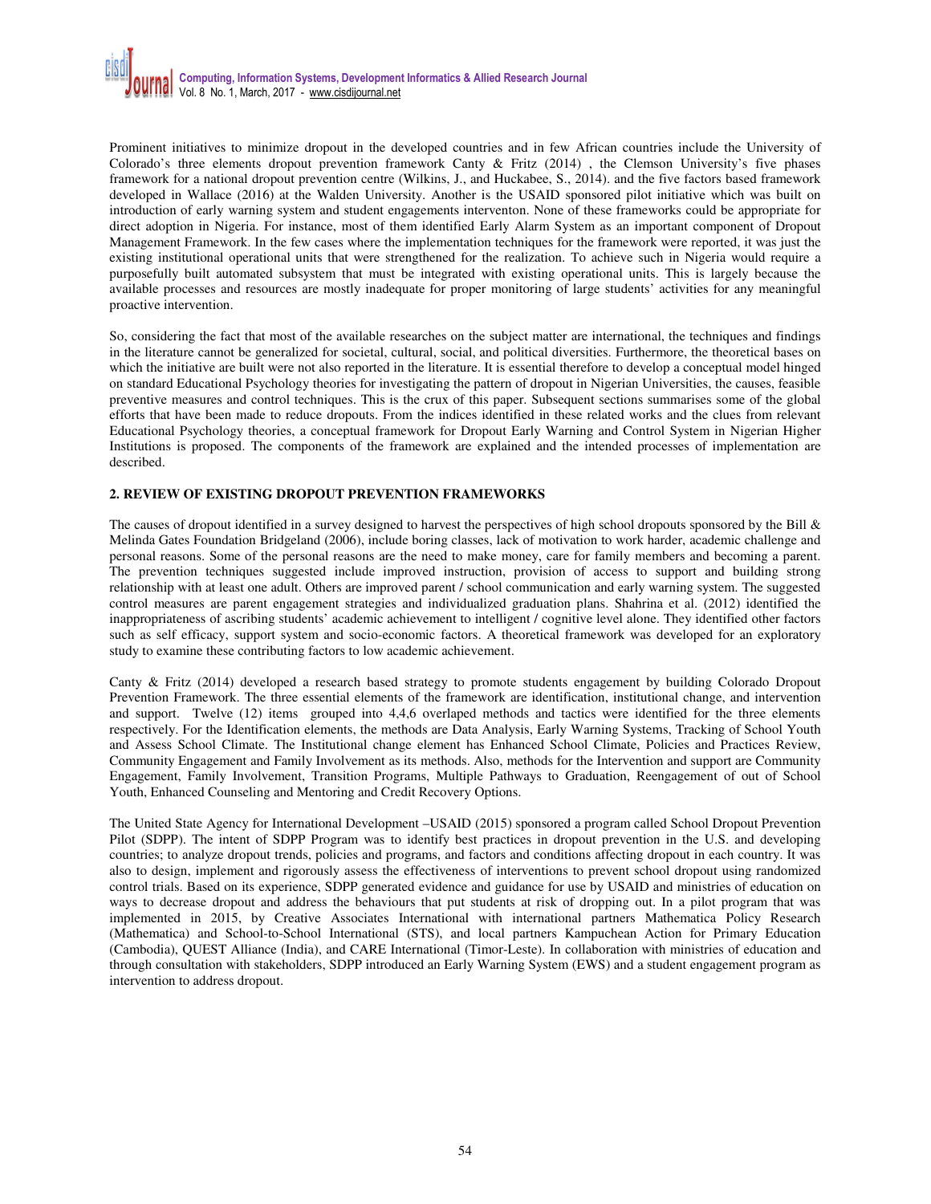Prominent initiatives to minimize dropout in the developed countries and in few African countries include the University of Colorado's three elements dropout prevention framework Canty & Fritz (2014) , the Clemson University's five phases framework for a national dropout prevention centre (Wilkins, J., and Huckabee, S., 2014). and the five factors based framework developed in Wallace (2016) at the Walden University. Another is the USAID sponsored pilot initiative which was built on introduction of early warning system and student engagements interventon. None of these frameworks could be appropriate for direct adoption in Nigeria. For instance, most of them identified Early Alarm System as an important component of Dropout Management Framework. In the few cases where the implementation techniques for the framework were reported, it was just the existing institutional operational units that were strengthened for the realization. To achieve such in Nigeria would require a purposefully built automated subsystem that must be integrated with existing operational units. This is largely because the available processes and resources are mostly inadequate for proper monitoring of large students' activities for any meaningful proactive intervention.

So, considering the fact that most of the available researches on the subject matter are international, the techniques and findings in the literature cannot be generalized for societal, cultural, social, and political diversities. Furthermore, the theoretical bases on which the initiative are built were not also reported in the literature. It is essential therefore to develop a conceptual model hinged on standard Educational Psychology theories for investigating the pattern of dropout in Nigerian Universities, the causes, feasible preventive measures and control techniques. This is the crux of this paper. Subsequent sections summarises some of the global efforts that have been made to reduce dropouts. From the indices identified in these related works and the clues from relevant Educational Psychology theories, a conceptual framework for Dropout Early Warning and Control System in Nigerian Higher Institutions is proposed. The components of the framework are explained and the intended processes of implementation are described.

## 2. REVIEW OF EXISTING DROPOUT PREVENTION FRAMEWORKS

The causes of dropout identified in a survey designed to harvest the perspectives of high school dropouts sponsored by the Bill & Melinda Gates Foundation Bridgeland (2006), include boring classes, lack of motivation to work harder, academic challenge and personal reasons. Some of the personal reasons are the need to make money, care for family members and becoming a parent. The prevention techniques suggested include improved instruction, provision of access to support and building strong relationship with at least one adult. Others are improved parent / school communication and early warning system. The suggested control measures are parent engagement strategies and individualized graduation plans. Shahrina et al. (2012) identified the inappropriateness of ascribing students' academic achievement to intelligent / cognitive level alone. They identified other factors such as self efficacy, support system and socio-economic factors. A theoretical framework was developed for an exploratory study to examine these contributing factors to low academic achievement.

Canty & Fritz (2014) developed a research based strategy to promote students engagement by building Colorado Dropout Prevention Framework. The three essential elements of the framework are identification, institutional change, and intervention and support. Twelve (12) items grouped into 4,4,6 overlaped methods and tactics were identified for the three elements respectively. For the Identification elements, the methods are Data Analysis, Early Warning Systems, Tracking of School Youth and Assess School Climate. The Institutional change element has Enhanced School Climate, Policies and Practices Review, Community Engagement and Family Involvement as its methods. Also, methods for the Intervention and support are Community Engagement, Family Involvement, Transition Programs, Multiple Pathways to Graduation, Reengagement of out of School Youth, Enhanced Counseling and Mentoring and Credit Recovery Options.

The United State Agency for International Development –USAID (2015) sponsored a program called School Dropout Prevention Pilot (SDPP). The intent of SDPP Program was to identify best practices in dropout prevention in the U.S. and developing countries; to analyze dropout trends, policies and programs, and factors and conditions affecting dropout in each country. It was also to design, implement and rigorously assess the effectiveness of interventions to prevent school dropout using randomized control trials. Based on its experience, SDPP generated evidence and guidance for use by USAID and ministries of education on ways to decrease dropout and address the behaviours that put students at risk of dropping out. In a pilot program that was implemented in 2015, by Creative Associates International with international partners Mathematica Policy Research (Mathematica) and School-to-School International (STS), and local partners Kampuchean Action for Primary Education (Cambodia), QUEST Alliance (India), and CARE International (Timor-Leste). In collaboration with ministries of education and through consultation with stakeholders, SDPP introduced an Early Warning System (EWS) and a student engagement program as intervention to address dropout.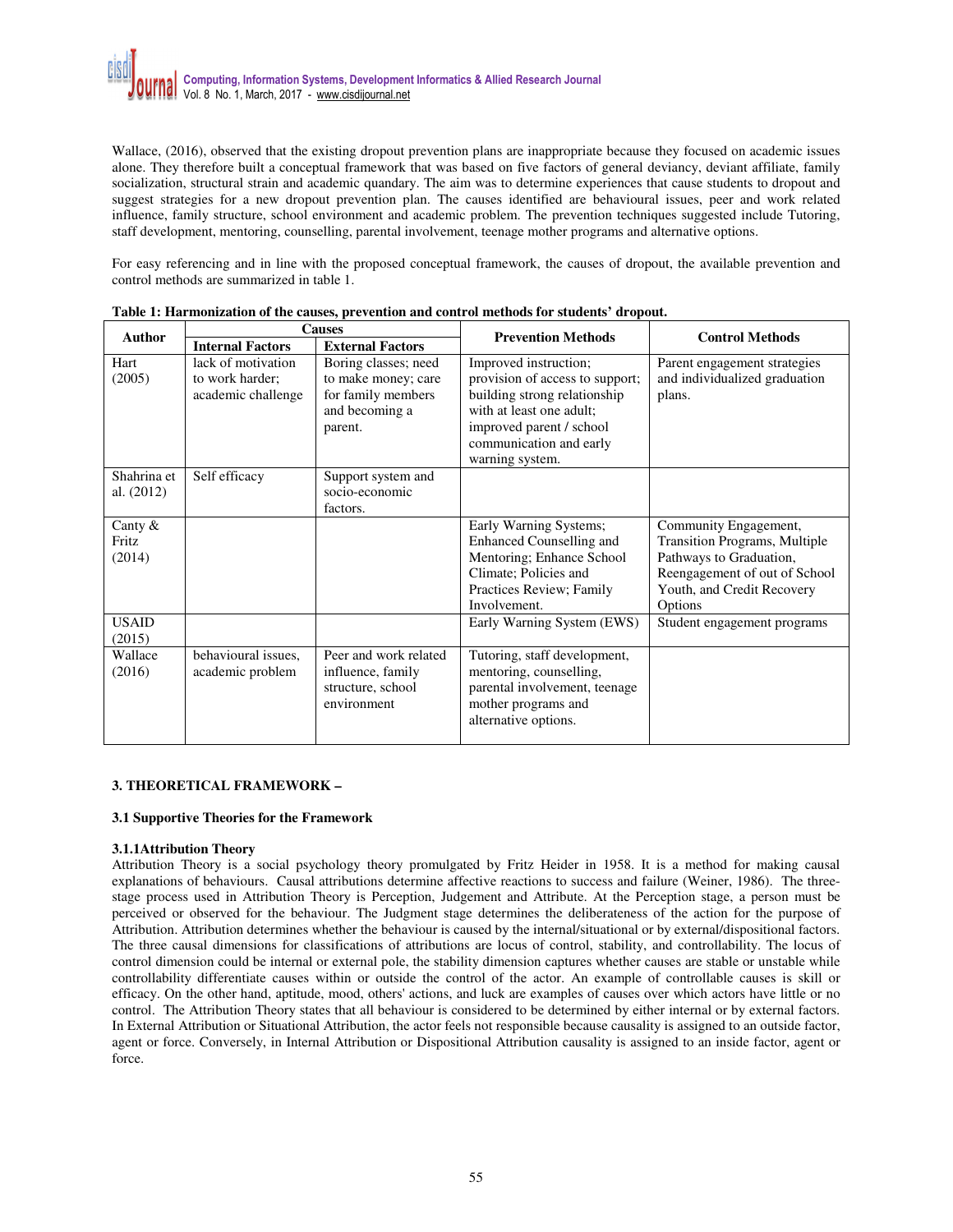Wallace, (2016), observed that the existing dropout prevention plans are inappropriate because they focused on academic issues alone. They therefore built a conceptual framework that was based on five factors of general deviancy, deviant affiliate, family socialization, structural strain and academic quandary. The aim was to determine experiences that cause students to dropout and suggest strategies for a new dropout prevention plan. The causes identified are behavioural issues, peer and work related influence, family structure, school environment and academic problem. The prevention techniques suggested include Tutoring, staff development, mentoring, counselling, parental involvement, teenage mother programs and alternative options.

For easy referencing and in line with the proposed conceptual framework, the causes of dropout, the available prevention and control methods are summarized in table 1.

**Table 1: Harmonization of the causes, prevention and control methods for students' dropout.**

| Author | Causes | | Prevention Methods | Control Methods |
|---|---|---|---|---|
| | Internal Factors | External Factors | | |
| Hart (2005) | lack of motivation to work harder; academic challenge | Boring classes; need to make money; care for family members and becoming a parent. | Improved instruction; provision of access to support; building strong relationship with at least one adult; improved parent / school communication and early warning system. | Parent engagement strategies and individualized graduation plans. |
| Shahrina et al. (2012) | Self efficacy | Support system and socio-economic factors. | | |
| Canty & Fritz (2014) | | | Early Warning Systems; Enhanced Counselling and Mentoring; Enhance School Climate; Policies and Practices Review; Family Involvement. | Community Engagement, Transition Programs, Multiple Pathways to Graduation, Reengagement of out of School Youth, and Credit Recovery Options |
| USAID (2015) | | | Early Warning System (EWS) | Student engagement programs |
| Wallace (2016) | behavioural issues, academic problem | Peer and work related influence, family structure, school environment | Tutoring, staff development, mentoring, counselling, parental involvement, teenage mother programs and alternative options. | |

## 3. THEORETICAL FRAMEWORK –

### 3.1 Supportive Theories for the Framework

#### 3.1.1Attribution Theory

Attribution Theory is a social psychology theory promulgated by Fritz Heider in 1958. It is a method for making causal explanations of behaviours. Causal attributions determine affective reactions to success and failure (Weiner, 1986). The three-stage process used in Attribution Theory is Perception, Judgement and Attribute. At the Perception stage, a person must be perceived or observed for the behaviour. The Judgment stage determines the deliberateness of the action for the purpose of Attribution. Attribution determines whether the behaviour is caused by the internal/situational or by external/dispositional factors. The three causal dimensions for classifications of attributions are locus of control, stability, and controllability. The locus of control dimension could be internal or external pole, the stability dimension captures whether causes are stable or unstable while controllability differentiate causes within or outside the control of the actor. An example of controllable causes is skill or efficacy. On the other hand, aptitude, mood, others' actions, and luck are examples of causes over which actors have little or no control. The Attribution Theory states that all behaviour is considered to be determined by either internal or by external factors. In External Attribution or Situational Attribution, the actor feels not responsible because causality is assigned to an outside factor, agent or force. Conversely, in Internal Attribution or Dispositional Attribution causality is assigned to an inside factor, agent or force.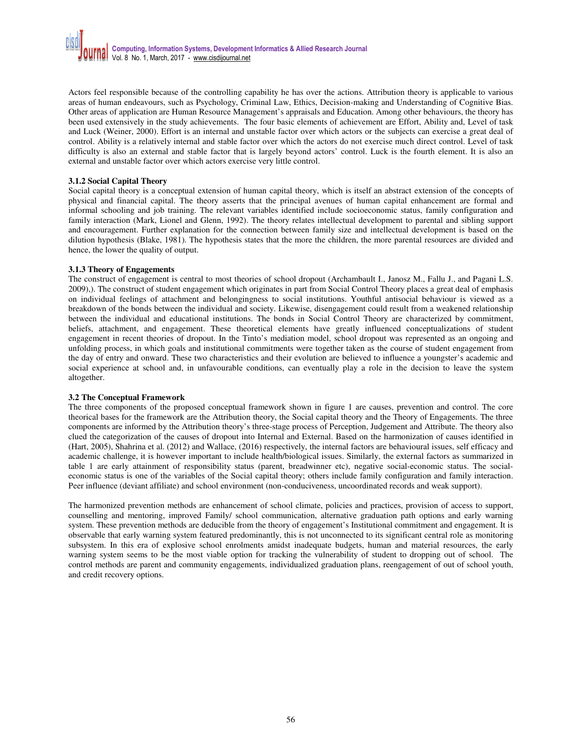Actors feel responsible because of the controlling capability he has over the actions. Attribution theory is applicable to various areas of human endeavours, such as Psychology, Criminal Law, Ethics, Decision-making and Understanding of Cognitive Bias. Other areas of application are Human Resource Management's appraisals and Education. Among other behaviours, the theory has been used extensively in the study achievements. The four basic elements of achievement are Effort, Ability and, Level of task and Luck (Weiner, 2000). Effort is an internal and unstable factor over which actors or the subjects can exercise a great deal of control. Ability is a relatively internal and stable factor over which the actors do not exercise much direct control. Level of task difficulty is also an external and stable factor that is largely beyond actors' control. Luck is the fourth element. It is also an external and unstable factor over which actors exercise very little control.

### 3.1.2 Social Capital Theory

Social capital theory is a conceptual extension of human capital theory, which is itself an abstract extension of the concepts of physical and financial capital. The theory asserts that the principal avenues of human capital enhancement are formal and informal schooling and job training. The relevant variables identified include socioeconomic status, family configuration and family interaction (Mark, Lionel and Glenn, 1992). The theory relates intellectual development to parental and sibling support and encouragement. Further explanation for the connection between family size and intellectual development is based on the dilution hypothesis (Blake, 1981). The hypothesis states that the more the children, the more parental resources are divided and hence, the lower the quality of output.

### 3.1.3 Theory of Engagements

The construct of engagement is central to most theories of school dropout (Archambault I., Janosz M., Fallu J., and Pagani L.S. 2009),). The construct of student engagement which originates in part from Social Control Theory places a great deal of emphasis on individual feelings of attachment and belongingness to social institutions. Youthful antisocial behaviour is viewed as a breakdown of the bonds between the individual and society. Likewise, disengagement could result from a weakened relationship between the individual and educational institutions. The bonds in Social Control Theory are characterized by commitment, beliefs, attachment, and engagement. These theoretical elements have greatly influenced conceptualizations of student engagement in recent theories of dropout. In the Tinto's mediation model, school dropout was represented as an ongoing and unfolding process, in which goals and institutional commitments were together taken as the course of student engagement from the day of entry and onward. These two characteristics and their evolution are believed to influence a youngster's academic and social experience at school and, in unfavourable conditions, can eventually play a role in the decision to leave the system altogether.

## 3.2 The Conceptual Framework

The three components of the proposed conceptual framework shown in figure 1 are causes, prevention and control. The core theorical bases for the framework are the Attribution theory, the Social capital theory and the Theory of Engagements. The three components are informed by the Attribution theory's three-stage process of Perception, Judgement and Attribute. The theory also clued the categorization of the causes of dropout into Internal and External. Based on the harmonization of causes identified in (Hart, 2005), Shahrina et al. (2012) and Wallace, (2016) respectively, the internal factors are behavioural issues, self efficacy and academic challenge, it is however important to include health/biological issues. Similarly, the external factors as summarized in table 1 are early attainment of responsibility status (parent, breadwinner etc), negative social-economic status. The social-economic status is one of the variables of the Social capital theory; others include family configuration and family interaction. Peer influence (deviant affiliate) and school environment (non-conduciveness, uncoordinated records and weak support).

The harmonized prevention methods are enhancement of school climate, policies and practices, provision of access to support, counselling and mentoring, improved Family/ school communication, alternative graduation path options and early warning system. These prevention methods are deducible from the theory of engagement's Institutional commitment and engagement. It is observable that early warning system featured predominantly, this is not unconnected to its significant central role as monitoring subsystem. In this era of explosive school enrolments amidst inadequate budgets, human and material resources, the early warning system seems to be the most viable option for tracking the vulnerability of student to dropping out of school. The control methods are parent and community engagements, individualized graduation plans, reengagement of out of school youth, and credit recovery options.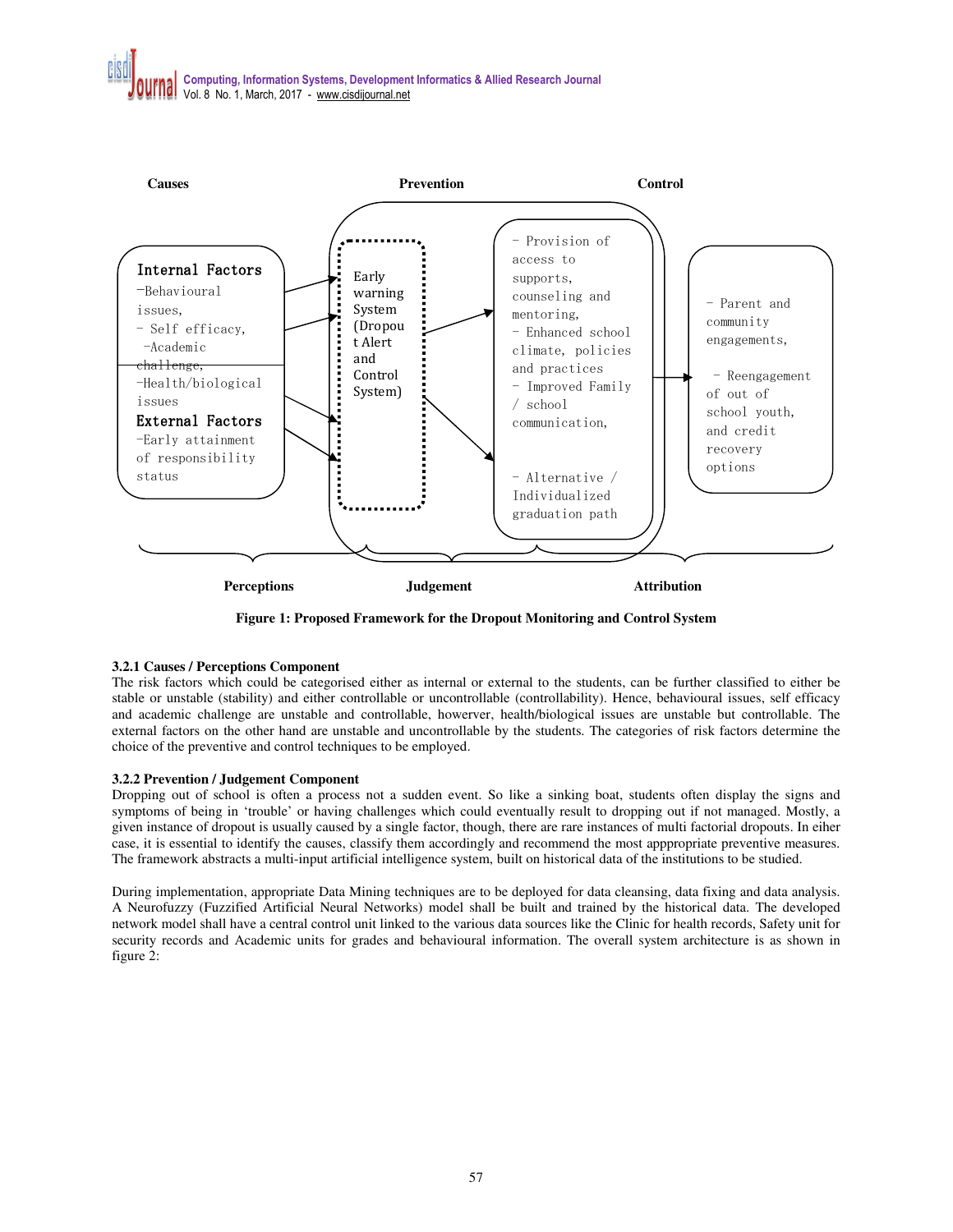Causes | Prevention | Control

Internal Factors
- Behavioural issues,
- Self efficacy,
- Academic challenge,
- Health/biological issues

External Factors
- Early attainment of responsibility status

Early warning System (Dropout Alert and Control System)

- Provision of access to supports, counseling and mentoring,
- Enhanced school climate, policies and practices
- Improved Family / school communication,
- Alternative / Individualized graduation path

- Parent and community engagements,
- Reengagement of out of school youth, and credit recovery options

Perceptions | Judgement | Attribution

**Figure 1: Proposed Framework for the Dropout Monitoring and Control System**

### 3.2.1 Causes / Perceptions Component

The risk factors which could be categorised either as internal or external to the students, can be further classified to either be stable or unstable (stability) and either controllable or uncontrollable (controllability). Hence, behavioural issues, self efficacy and academic challenge are unstable and controllable, howerver, health/biological issues are unstable but controllable. The external factors on the other hand are unstable and uncontrollable by the students. The categories of risk factors determine the choice of the preventive and control techniques to be employed.

### 3.2.2 Prevention / Judgement Component

Dropping out of school is often a process not a sudden event. So like a sinking boat, students often display the signs and symptoms of being in 'trouble' or having challenges which could eventually result to dropping out if not managed. Mostly, a given instance of dropout is usually caused by a single factor, though, there are rare instances of multi factorial dropouts. In eiher case, it is essential to identify the causes, classify them accordingly and recommend the most apppropriate preventive measures. The framework abstracts a multi-input artificial intelligence system, built on historical data of the institutions to be studied.

During implementation, appropriate Data Mining techniques are to be deployed for data cleansing, data fixing and data analysis. A Neurofuzzy (Fuzzified Artificial Neural Networks) model shall be built and trained by the historical data. The developed network model shall have a central control unit linked to the various data sources like the Clinic for health records, Safety unit for security records and Academic units for grades and behavioural information. The overall system architecture is as shown in figure 2: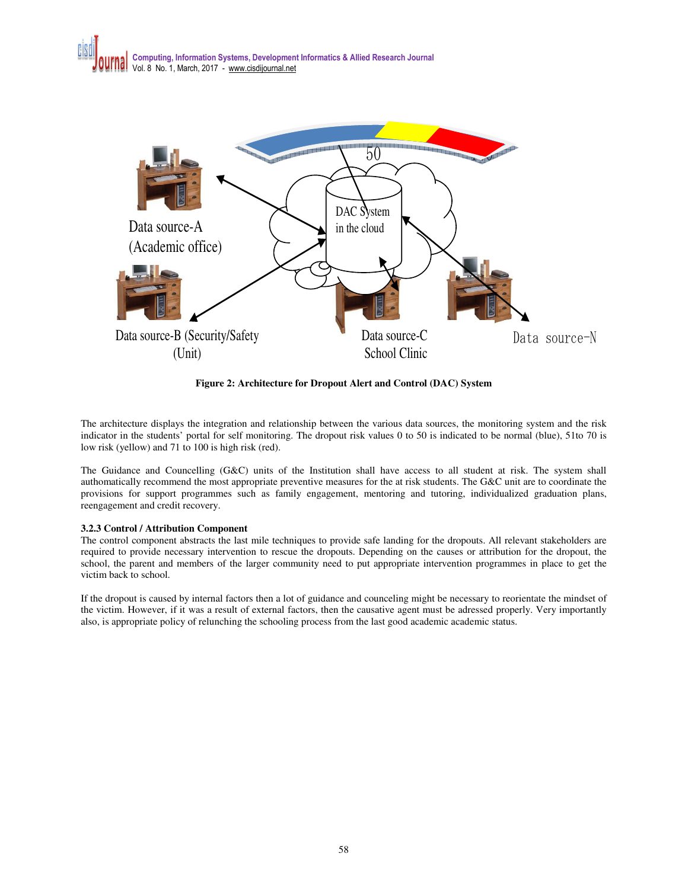Figure 2: Architecture for Dropout Alert and Control (DAC) System

The architecture displays the integration and relationship between the various data sources, the monitoring system and the risk indicator in the students' portal for self monitoring. The dropout risk values 0 to 50 is indicated to be normal (blue), 51to 70 is low risk (yellow) and 71 to 100 is high risk (red).

The Guidance and Councelling (G&C) units of the Institution shall have access to all student at risk. The system shall authomatically recommend the most appropriate preventive measures for the at risk students. The G&C unit are to coordinate the provisions for support programmes such as family engagement, mentoring and tutoring, individualized graduation plans, reengagement and credit recovery.

### 3.2.3 Control / Attribution Component

The control component abstracts the last mile techniques to provide safe landing for the dropouts. All relevant stakeholders are required to provide necessary intervention to rescue the dropouts. Depending on the causes or attribution for the dropout, the school, the parent and members of the larger community need to put appropriate intervention programmes in place to get the victim back to school.

If the dropout is caused by internal factors then a lot of guidance and counceling might be necessary to reorientate the mindset of the victim. However, if it was a result of external factors, then the causative agent must be adressed properly. Very importantly also, is appropriate policy of relunching the schooling process from the last good academic academic status.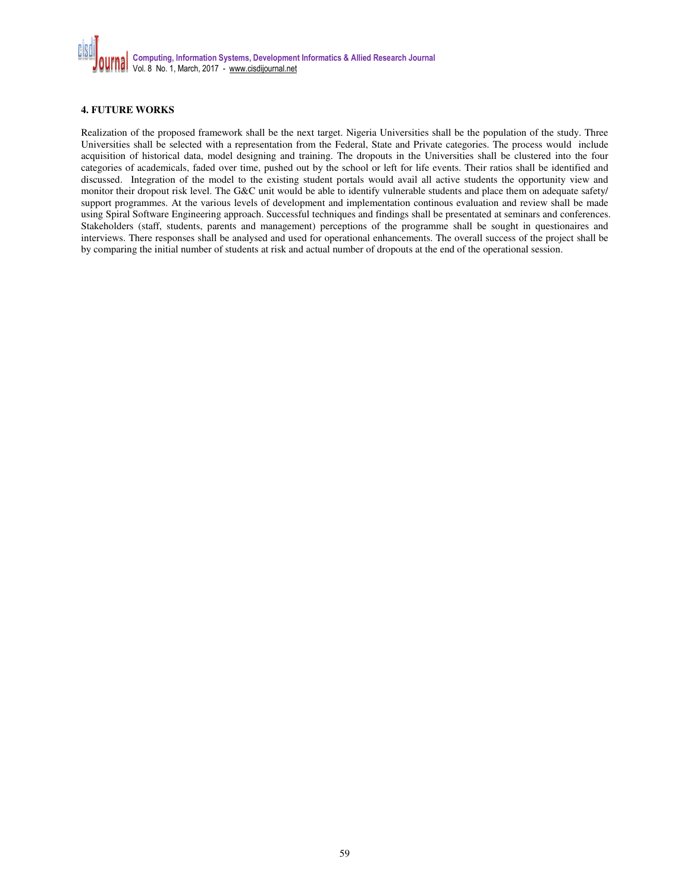## 4. FUTURE WORKS

Realization of the proposed framework shall be the next target. Nigeria Universities shall be the population of the study. Three Universities shall be selected with a representation from the Federal, State and Private categories. The process would include acquisition of historical data, model designing and training. The dropouts in the Universities shall be clustered into the four categories of academicals, faded over time, pushed out by the school or left for life events. Their ratios shall be identified and discussed. Integration of the model to the existing student portals would avail all active students the opportunity view and monitor their dropout risk level. The G&C unit would be able to identify vulnerable students and place them on adequate safety/ support programmes. At the various levels of development and implementation continous evaluation and review shall be made using Spiral Software Engineering approach. Successful techniques and findings shall be presentated at seminars and conferences. Stakeholders (staff, students, parents and management) perceptions of the programme shall be sought in questionaires and interviews. There responses shall be analysed and used for operational enhancements. The overall success of the project shall be by comparing the initial number of students at risk and actual number of dropouts at the end of the operational session.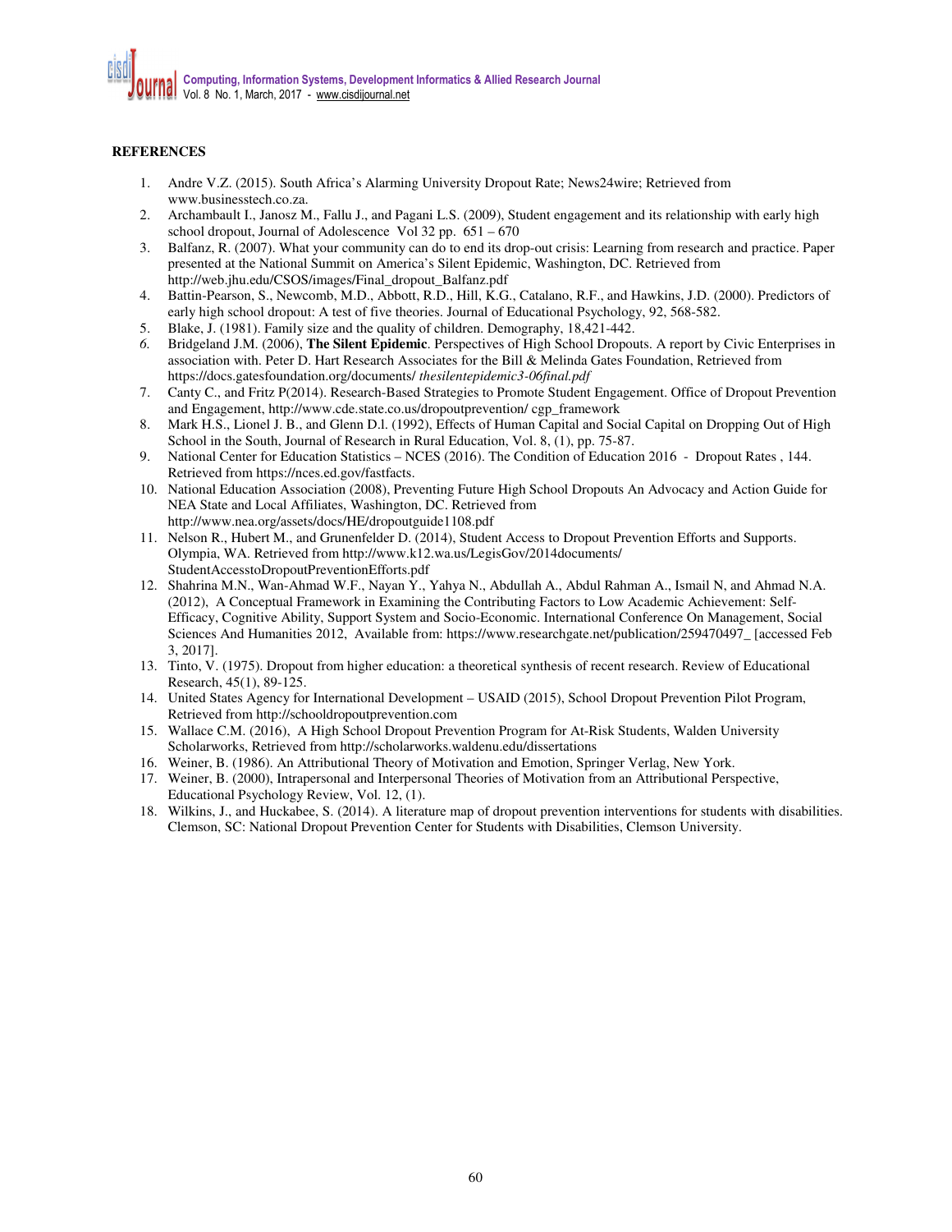**REFERENCES**

1. Andre V.Z. (2015). South Africa's Alarming University Dropout Rate; News24wire; Retrieved from www.businesstech.co.za.
2. Archambault I., Janosz M., Fallu J., and Pagani L.S. (2009), Student engagement and its relationship with early high school dropout, Journal of Adolescence Vol 32 pp. 651 – 670
3. Balfanz, R. (2007). What your community can do to end its drop-out crisis: Learning from research and practice. Paper presented at the National Summit on America's Silent Epidemic, Washington, DC. Retrieved from http://web.jhu.edu/CSOS/images/Final_dropout_Balfanz.pdf
4. Battin-Pearson, S., Newcomb, M.D., Abbott, R.D., Hill, K.G., Catalano, R.F., and Hawkins, J.D. (2000). Predictors of early high school dropout: A test of five theories. Journal of Educational Psychology, 92, 568-582.
5. Blake, J. (1981). Family size and the quality of children. Demography, 18,421-442.
6. Bridgeland J.M. (2006), **The Silent Epidemic**. Perspectives of High School Dropouts. A report by Civic Enterprises in association with. Peter D. Hart Research Associates for the Bill & Melinda Gates Foundation, Retrieved from https://docs.gatesfoundation.org/documents/ *thesilentepidemic3-06final.pdf*
7. Canty C., and Fritz P(2014). Research-Based Strategies to Promote Student Engagement. Office of Dropout Prevention and Engagement, http://www.cde.state.co.us/dropoutprevention/ cgp_framework
8. Mark H.S., Lionel J. B., and Glenn D.l. (1992), Effects of Human Capital and Social Capital on Dropping Out of High School in the South, Journal of Research in Rural Education, Vol. 8, (1), pp. 75-87.
9. National Center for Education Statistics – NCES (2016). The Condition of Education 2016 - Dropout Rates , 144. Retrieved from https://nces.ed.gov/fastfacts.
10. National Education Association (2008), Preventing Future High School Dropouts An Advocacy and Action Guide for NEA State and Local Affiliates, Washington, DC. Retrieved from http://www.nea.org/assets/docs/HE/dropoutguide1108.pdf
11. Nelson R., Hubert M., and Grunenfelder D. (2014), Student Access to Dropout Prevention Efforts and Supports. Olympia, WA. Retrieved from http://www.k12.wa.us/LegisGov/2014documents/ StudentAccesstoDropoutPreventionEfforts.pdf
12. Shahrina M.N., Wan-Ahmad W.F., Nayan Y., Yahya N., Abdullah A., Abdul Rahman A., Ismail N, and Ahmad N.A. (2012), A Conceptual Framework in Examining the Contributing Factors to Low Academic Achievement: Self-Efficacy, Cognitive Ability, Support System and Socio-Economic. International Conference On Management, Social Sciences And Humanities 2012, Available from: https://www.researchgate.net/publication/259470497_ [accessed Feb 3, 2017].
13. Tinto, V. (1975). Dropout from higher education: a theoretical synthesis of recent research. Review of Educational Research, 45(1), 89-125.
14. United States Agency for International Development – USAID (2015), School Dropout Prevention Pilot Program, Retrieved from http://schooldropoutprevention.com
15. Wallace C.M. (2016), A High School Dropout Prevention Program for At-Risk Students, Walden University Scholarworks, Retrieved from http://scholarworks.waldenu.edu/dissertations
16. Weiner, B. (1986). An Attributional Theory of Motivation and Emotion, Springer Verlag, New York.
17. Weiner, B. (2000), Intrapersonal and Interpersonal Theories of Motivation from an Attributional Perspective, Educational Psychology Review, Vol. 12, (1).
18. Wilkins, J., and Huckabee, S. (2014). A literature map of dropout prevention interventions for students with disabilities. Clemson, SC: National Dropout Prevention Center for Students with Disabilities, Clemson University.